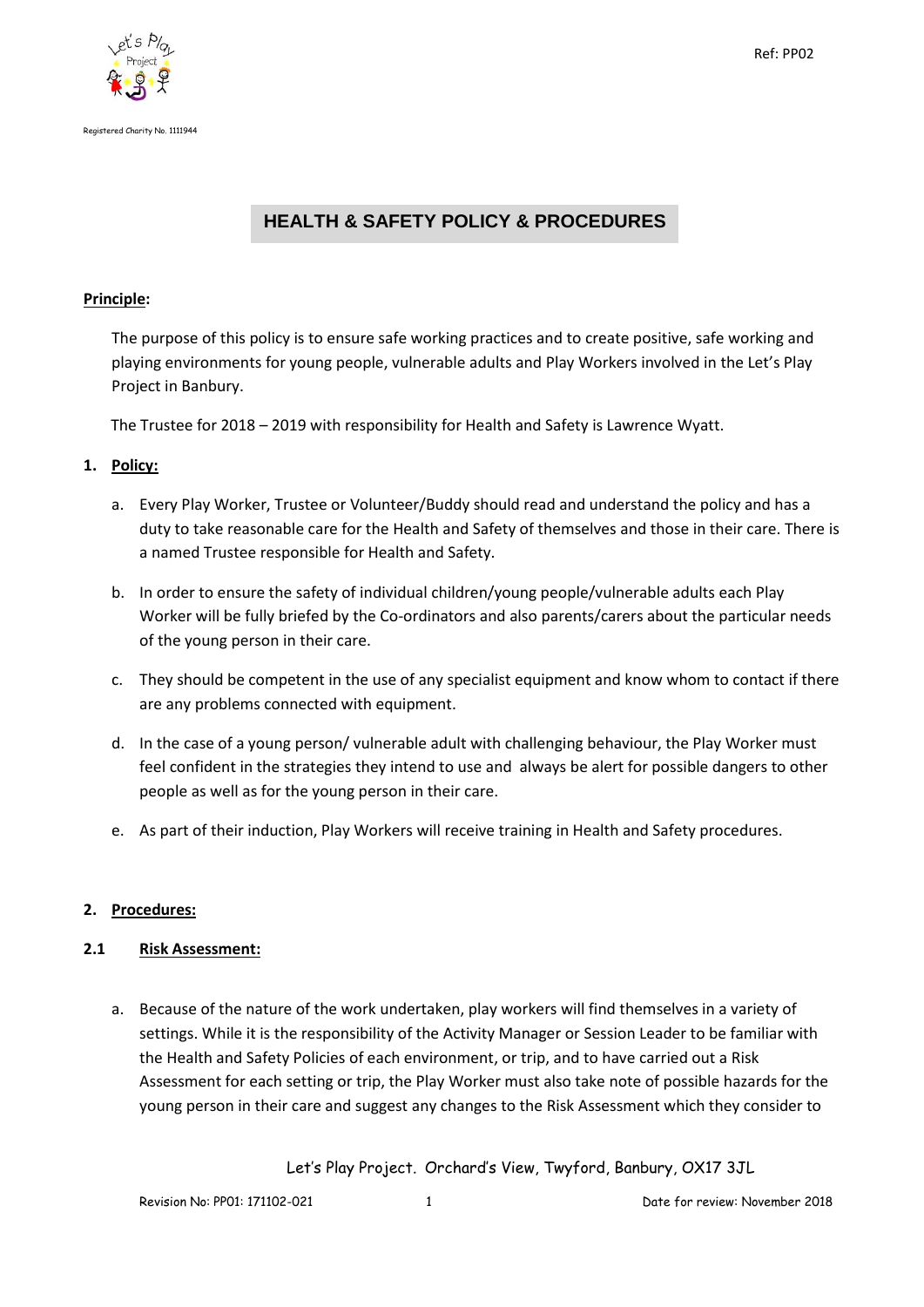Registered Charity No. 1111944

Ref: PP02

# HEALTH & SAFETY POLICY & PROCEDURES

**Principle:**

The purpose of this policy is to ensure safe working practices and to create positive, safe working and playing environments for young people, vulnerable adults and Play Workers involved in the Let's Play Project in Banbury.

The Trustee for 2018 – 2019 with responsibility for Health and Safety is Lawrence Wyatt.

## 1. Policy:

a. Every Play Worker, Trustee or Volunteer/Buddy should read and understand the policy and has a duty to take reasonable care for the Health and Safety of themselves and those in their care. There is a named Trustee responsible for Health and Safety.

b. In order to ensure the safety of individual children/young people/vulnerable adults each Play Worker will be fully briefed by the Co-ordinators and also parents/carers about the particular needs of the young person in their care.

c. They should be competent in the use of any specialist equipment and know whom to contact if there are any problems connected with equipment.

d. In the case of a young person/ vulnerable adult with challenging behaviour, the Play Worker must feel confident in the strategies they intend to use and always be alert for possible dangers to other people as well as for the young person in their care.

e. As part of their induction, Play Workers will receive training in Health and Safety procedures.

## 2. Procedures:

### 2.1 Risk Assessment:

a. Because of the nature of the work undertaken, play workers will find themselves in a variety of settings. While it is the responsibility of the Activity Manager or Session Leader to be familiar with the Health and Safety Policies of each environment, or trip, and to have carried out a Risk Assessment for each setting or trip, the Play Worker must also take note of possible hazards for the young person in their care and suggest any changes to the Risk Assessment which they consider to

Let's Play Project. Orchard's View, Twyford, Banbury, OX17 3JL

Revision No: PP01: 171102-021 | Date for review: November 2018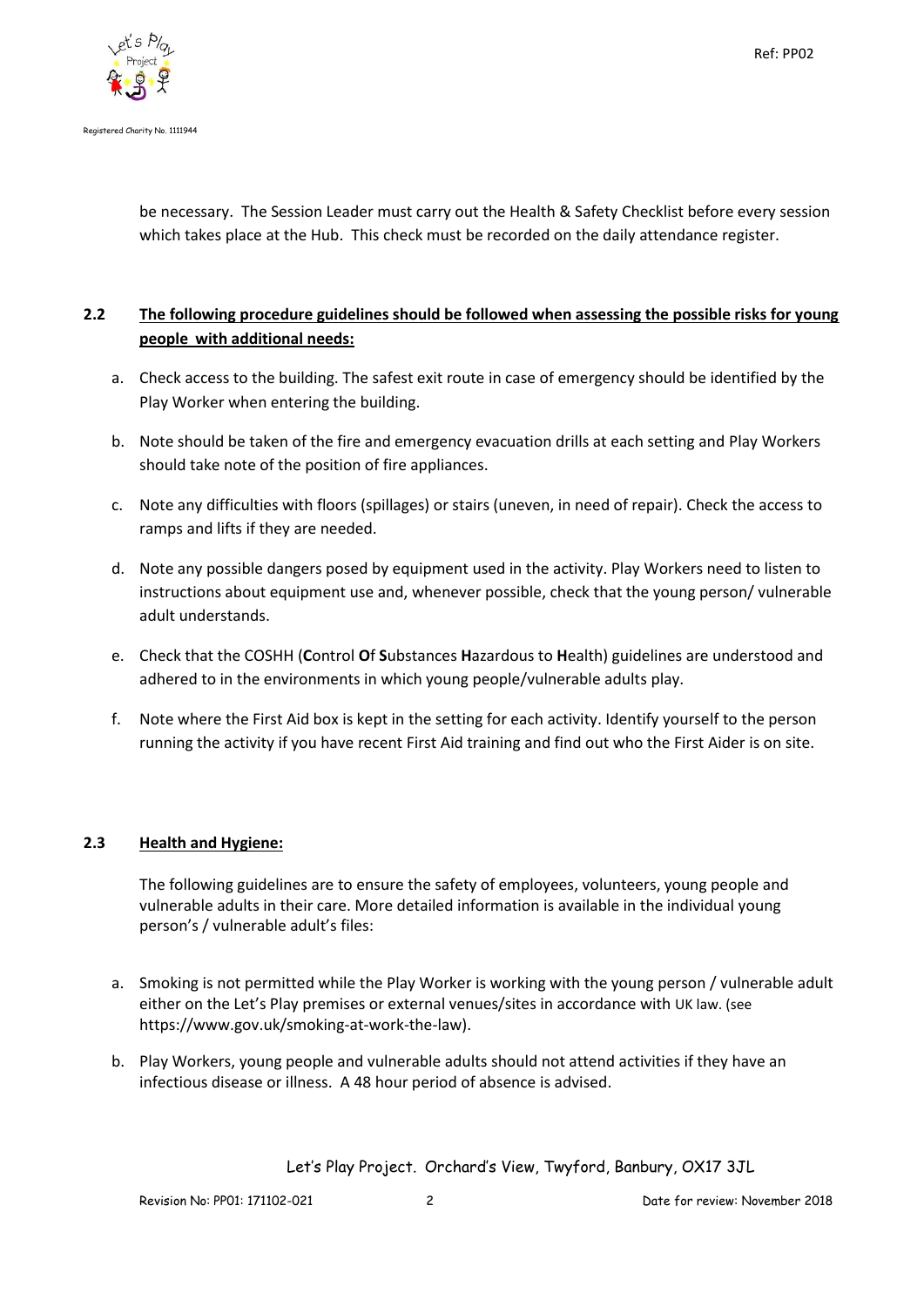be necessary. The Session Leader must carry out the Health & Safety Checklist before every session which takes place at the Hub. This check must be recorded on the daily attendance register.

### 2.2 The following procedure guidelines should be followed when assessing the possible risks for young people with additional needs:

a. Check access to the building. The safest exit route in case of emergency should be identified by the Play Worker when entering the building.

b. Note should be taken of the fire and emergency evacuation drills at each setting and Play Workers should take note of the position of fire appliances.

c. Note any difficulties with floors (spillages) or stairs (uneven, in need of repair). Check the access to ramps and lifts if they are needed.

d. Note any possible dangers posed by equipment used in the activity. Play Workers need to listen to instructions about equipment use and, whenever possible, check that the young person/ vulnerable adult understands.

e. Check that the COSHH (**C**ontrol **O**f **S**ubstances **H**azardous to **H**ealth) guidelines are understood and adhered to in the environments in which young people/vulnerable adults play.

f. Note where the First Aid box is kept in the setting for each activity. Identify yourself to the person running the activity if you have recent First Aid training and find out who the First Aider is on site.

### 2.3 Health and Hygiene:

The following guidelines are to ensure the safety of employees, volunteers, young people and vulnerable adults in their care. More detailed information is available in the individual young person's / vulnerable adult's files:

a. Smoking is not permitted while the Play Worker is working with the young person / vulnerable adult either on the Let's Play premises or external venues/sites in accordance with UK law. (see https://www.gov.uk/smoking-at-work-the-law).

b. Play Workers, young people and vulnerable adults should not attend activities if they have an infectious disease or illness. A 48 hour period of absence is advised.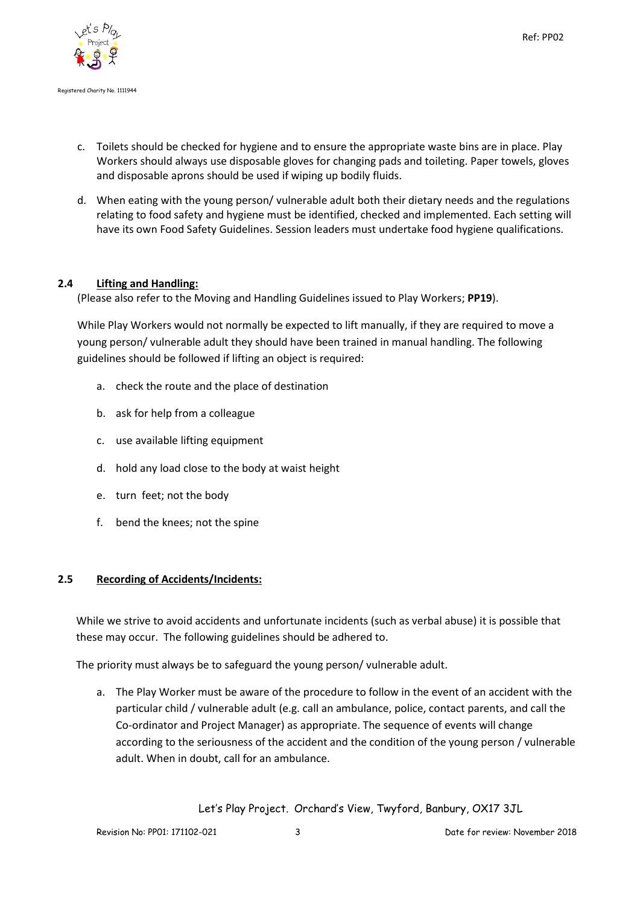c. Toilets should be checked for hygiene and to ensure the appropriate waste bins are in place. Play Workers should always use disposable gloves for changing pads and toileting. Paper towels, gloves and disposable aprons should be used if wiping up bodily fluids.

d. When eating with the young person/ vulnerable adult both their dietary needs and the regulations relating to food safety and hygiene must be identified, checked and implemented. Each setting will have its own Food Safety Guidelines. Session leaders must undertake food hygiene qualifications.

### 2.4 Lifting and Handling:

(Please also refer to the Moving and Handling Guidelines issued to Play Workers; **PP19**).

While Play Workers would not normally be expected to lift manually, if they are required to move a young person/ vulnerable adult they should have been trained in manual handling. The following guidelines should be followed if lifting an object is required:

a. check the route and the place of destination

b. ask for help from a colleague

c. use available lifting equipment

d. hold any load close to the body at waist height

e. turn feet; not the body

f. bend the knees; not the spine

### 2.5 Recording of Accidents/Incidents:

While we strive to avoid accidents and unfortunate incidents (such as verbal abuse) it is possible that these may occur. The following guidelines should be adhered to.

The priority must always be to safeguard the young person/ vulnerable adult.

a. The Play Worker must be aware of the procedure to follow in the event of an accident with the particular child / vulnerable adult (e.g. call an ambulance, police, contact parents, and call the Co-ordinator and Project Manager) as appropriate. The sequence of events will change according to the seriousness of the accident and the condition of the young person / vulnerable adult. When in doubt, call for an ambulance.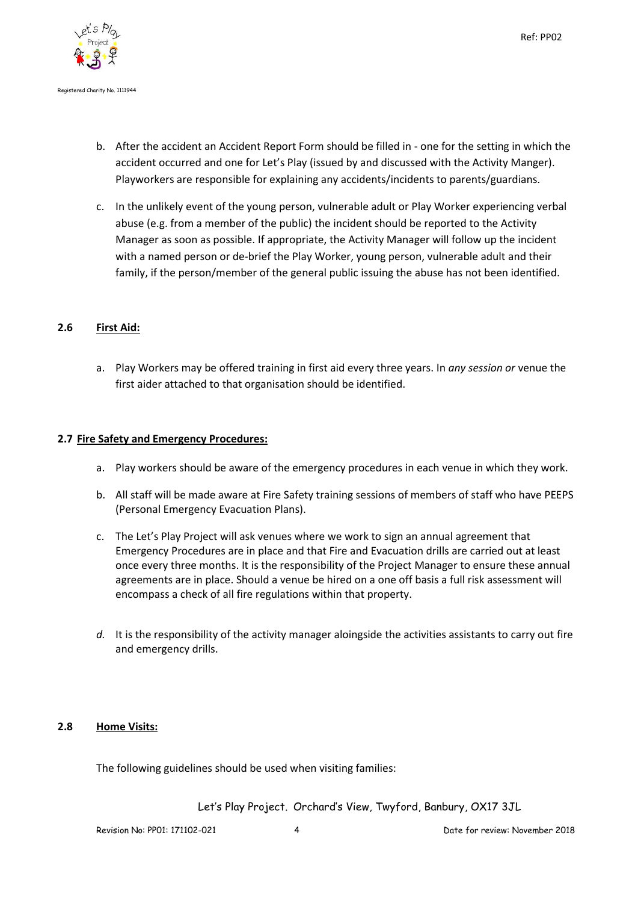b. After the accident an Accident Report Form should be filled in - one for the setting in which the accident occurred and one for Let's Play (issued by and discussed with the Activity Manger). Playworkers are responsible for explaining any accidents/incidents to parents/guardians.

c. In the unlikely event of the young person, vulnerable adult or Play Worker experiencing verbal abuse (e.g. from a member of the public) the incident should be reported to the Activity Manager as soon as possible. If appropriate, the Activity Manager will follow up the incident with a named person or de-brief the Play Worker, young person, vulnerable adult and their family, if the person/member of the general public issuing the abuse has not been identified.

## 2.6 First Aid:

a. Play Workers may be offered training in first aid every three years. In *any session or* venue the first aider attached to that organisation should be identified.

## 2.7 Fire Safety and Emergency Procedures:

a. Play workers should be aware of the emergency procedures in each venue in which they work.

b. All staff will be made aware at Fire Safety training sessions of members of staff who have PEEPS (Personal Emergency Evacuation Plans).

c. The Let's Play Project will ask venues where we work to sign an annual agreement that Emergency Procedures are in place and that Fire and Evacuation drills are carried out at least once every three months. It is the responsibility of the Project Manager to ensure these annual agreements are in place. Should a venue be hired on a one off basis a full risk assessment will encompass a check of all fire regulations within that property.

*d.* It is the responsibility of the activity manager aloingside the activities assistants to carry out fire and emergency drills.

## 2.8 Home Visits:

The following guidelines should be used when visiting families: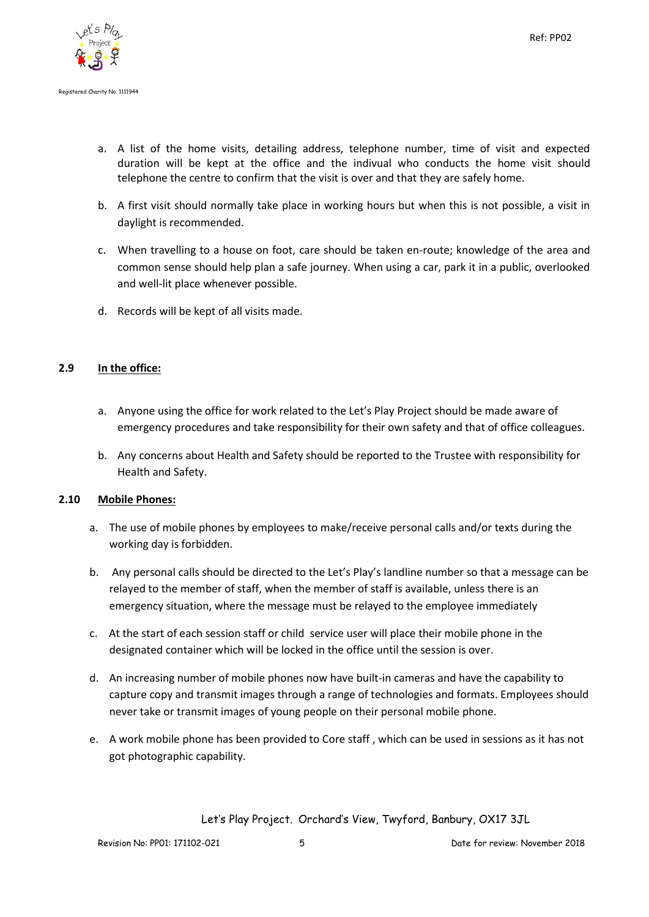a. A list of the home visits, detailing address, telephone number, time of visit and expected duration will be kept at the office and the indivual who conducts the home visit should telephone the centre to confirm that the visit is over and that they are safely home.

b. A first visit should normally take place in working hours but when this is not possible, a visit in daylight is recommended.

c. When travelling to a house on foot, care should be taken en-route; knowledge of the area and common sense should help plan a safe journey. When using a car, park it in a public, overlooked and well-lit place whenever possible.

d. Records will be kept of all visits made.

**2.9 In the office:**

a. Anyone using the office for work related to the Let's Play Project should be made aware of emergency procedures and take responsibility for their own safety and that of office colleagues.

b. Any concerns about Health and Safety should be reported to the Trustee with responsibility for Health and Safety.

**2.10 Mobile Phones:**

a. The use of mobile phones by employees to make/receive personal calls and/or texts during the working day is forbidden.

b. Any personal calls should be directed to the Let's Play's landline number so that a message can be relayed to the member of staff, when the member of staff is available, unless there is an emergency situation, where the message must be relayed to the employee immediately

c. At the start of each session staff or child service user will place their mobile phone in the designated container which will be locked in the office until the session is over.

d. An increasing number of mobile phones now have built-in cameras and have the capability to capture copy and transmit images through a range of technologies and formats. Employees should never take or transmit images of young people on their personal mobile phone.

e. A work mobile phone has been provided to Core staff , which can be used in sessions as it has not got photographic capability.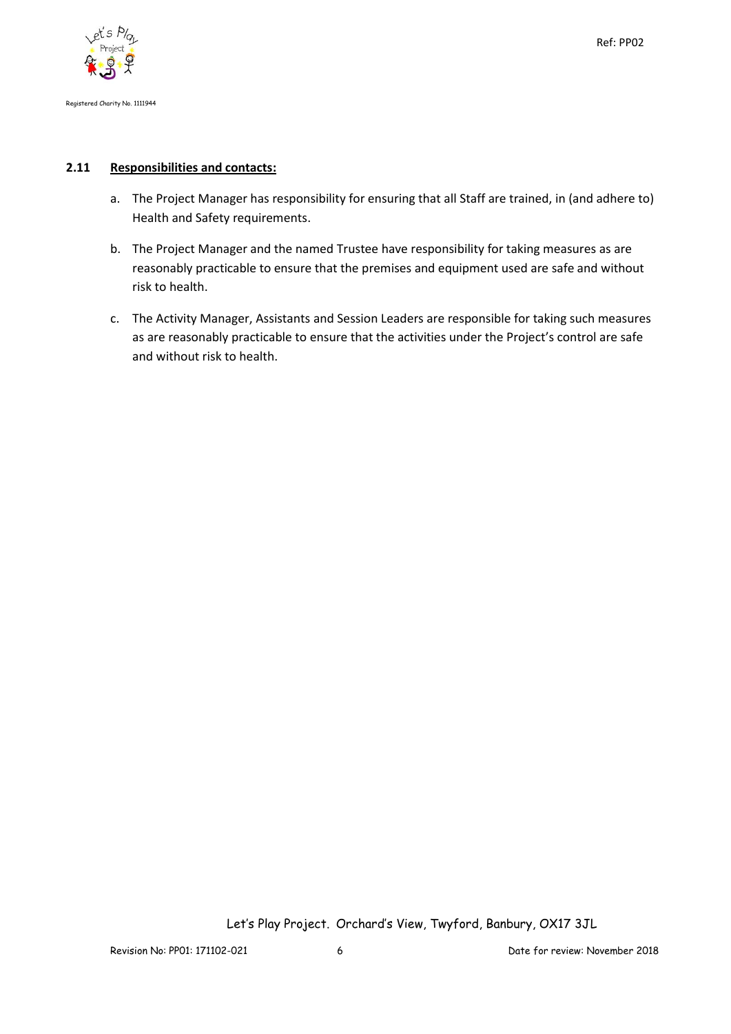### 2.11 Responsibilities and contacts:

a. The Project Manager has responsibility for ensuring that all Staff are trained, in (and adhere to) Health and Safety requirements.

b. The Project Manager and the named Trustee have responsibility for taking measures as are reasonably practicable to ensure that the premises and equipment used are safe and without risk to health.

c. The Activity Manager, Assistants and Session Leaders are responsible for taking such measures as are reasonably practicable to ensure that the activities under the Project's control are safe and without risk to health.